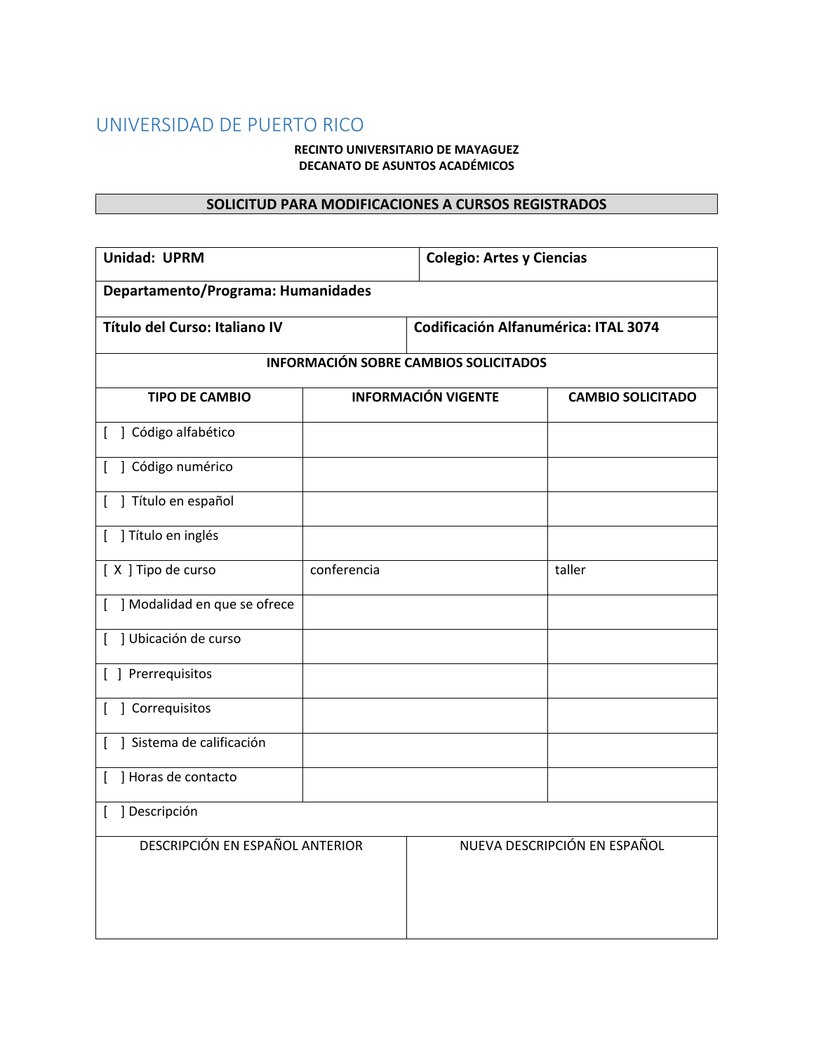# UNIVERSIDAD DE PUERTO RICO

**RECINTO UNIVERSITARIO DE MAYAGUEZ**
**DECANATO DE ASUNTOS ACADÉMICOS**

## SOLICITUD PARA MODIFICACIONES A CURSOS REGISTRADOS

| **Unidad: UPRM** | **Colegio: Artes y Ciencias** |
|---|---|
| **Departamento/Programa: Humanidades** | |
| **Título del Curso: Italiano IV** | **Codificación Alfanumérica: ITAL 3074** |

**INFORMACIÓN SOBRE CAMBIOS SOLICITADOS**

| TIPO DE CAMBIO | INFORMACIÓN VIGENTE | CAMBIO SOLICITADO |
|---|---|---|
| [ ] Código alfabético | | |
| [ ] Código numérico | | |
| [ ] Título en español | | |
| [ ] Título en inglés | | |
| [ X ] Tipo de curso | conferencia | taller |
| [ ] Modalidad en que se ofrece | | |
| [ ] Ubicación de curso | | |
| [ ] Prerrequisitos | | |
| [ ] Correquisitos | | |
| [ ] Sistema de calificación | | |
| [ ] Horas de contacto | | |
| [ ] Descripción | | |

| DESCRIPCIÓN EN ESPAÑOL ANTERIOR | NUEVA DESCRIPCIÓN EN ESPAÑOL |
|---|---|
| | |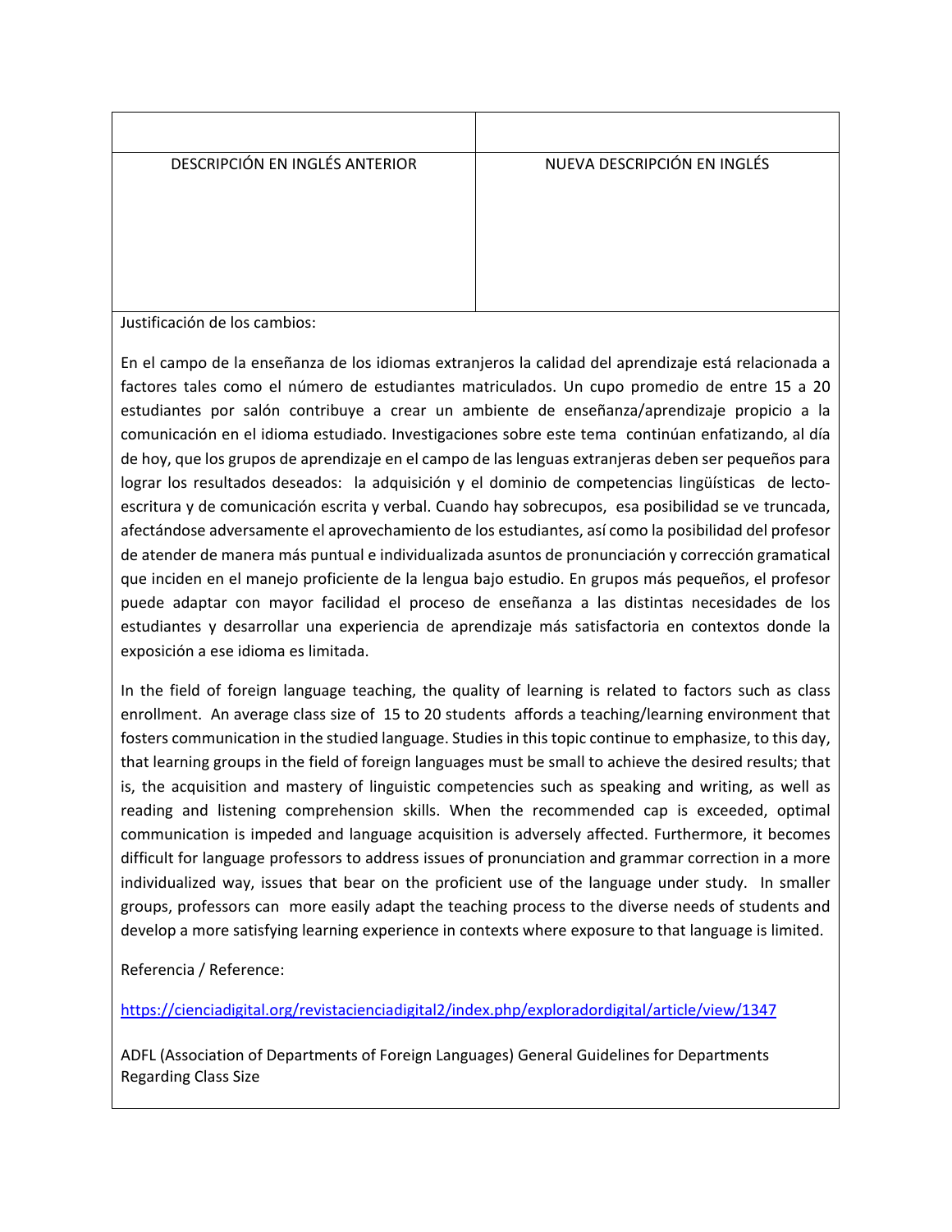| | |
|---|---|
| DESCRIPCIÓN EN INGLÉS ANTERIOR | NUEVA DESCRIPCIÓN EN INGLÉS |

Justificación de los cambios:

En el campo de la enseñanza de los idiomas extranjeros la calidad del aprendizaje está relacionada a factores tales como el número de estudiantes matriculados. Un cupo promedio de entre 15 a 20 estudiantes por salón contribuye a crear un ambiente de enseñanza/aprendizaje propicio a la comunicación en el idioma estudiado. Investigaciones sobre este tema continúan enfatizando, al día de hoy, que los grupos de aprendizaje en el campo de las lenguas extranjeras deben ser pequeños para lograr los resultados deseados: la adquisición y el dominio de competencias lingüísticas de lecto-escritura y de comunicación escrita y verbal. Cuando hay sobrecupos, esa posibilidad se ve truncada, afectándose adversamente el aprovechamiento de los estudiantes, así como la posibilidad del profesor de atender de manera más puntual e individualizada asuntos de pronunciación y corrección gramatical que inciden en el manejo proficiente de la lengua bajo estudio. En grupos más pequeños, el profesor puede adaptar con mayor facilidad el proceso de enseñanza a las distintas necesidades de los estudiantes y desarrollar una experiencia de aprendizaje más satisfactoria en contextos donde la exposición a ese idioma es limitada.

In the field of foreign language teaching, the quality of learning is related to factors such as class enrollment. An average class size of 15 to 20 students affords a teaching/learning environment that fosters communication in the studied language. Studies in this topic continue to emphasize, to this day, that learning groups in the field of foreign languages must be small to achieve the desired results; that is, the acquisition and mastery of linguistic competencies such as speaking and writing, as well as reading and listening comprehension skills. When the recommended cap is exceeded, optimal communication is impeded and language acquisition is adversely affected. Furthermore, it becomes difficult for language professors to address issues of pronunciation and grammar correction in a more individualized way, issues that bear on the proficient use of the language under study. In smaller groups, professors can more easily adapt the teaching process to the diverse needs of students and develop a more satisfying learning experience in contexts where exposure to that language is limited.

Referencia / Reference:

https://cienciadigital.org/revistacienciadigital2/index.php/exploradordigital/article/view/1347

ADFL (Association of Departments of Foreign Languages) General Guidelines for Departments Regarding Class Size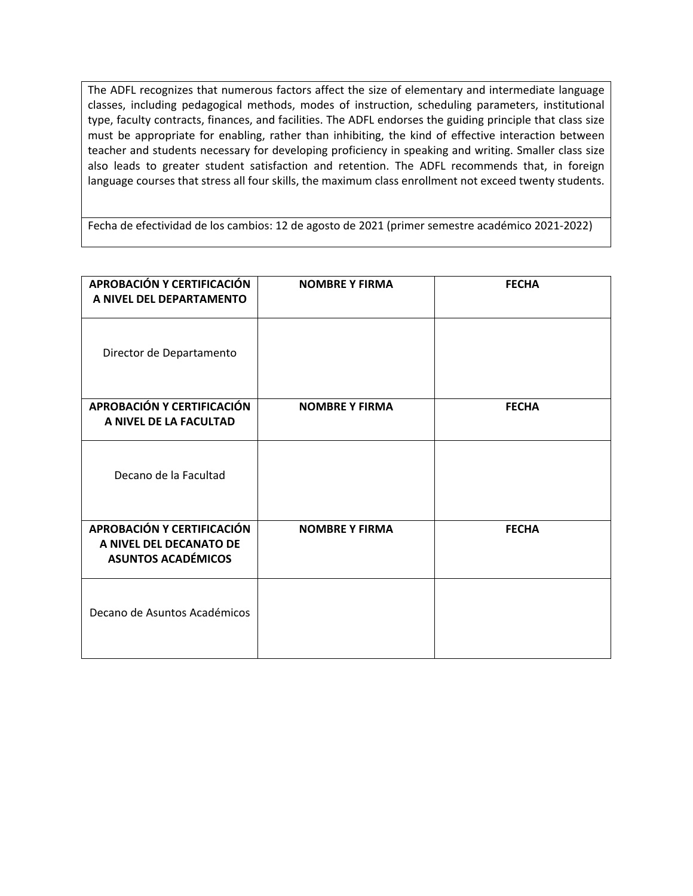| |
|---|
| The ADFL recognizes that numerous factors affect the size of elementary and intermediate language classes, including pedagogical methods, modes of instruction, scheduling parameters, institutional type, faculty contracts, finances, and facilities. The ADFL endorses the guiding principle that class size must be appropriate for enabling, rather than inhibiting, the kind of effective interaction between teacher and students necessary for developing proficiency in speaking and writing. Smaller class size also leads to greater student satisfaction and retention. The ADFL recommends that, in foreign language courses that stress all four skills, the maximum class enrollment not exceed twenty students. |
| Fecha de efectividad de los cambios: 12 de agosto de 2021 (primer semestre académico 2021-2022) |

| **APROBACIÓN Y CERTIFICACIÓN A NIVEL DEL DEPARTAMENTO** | **NOMBRE Y FIRMA** | **FECHA** |
|---|---|---|
| Director de Departamento | | |
| **APROBACIÓN Y CERTIFICACIÓN A NIVEL DE LA FACULTAD** | **NOMBRE Y FIRMA** | **FECHA** |
| Decano de la Facultad | | |
| **APROBACIÓN Y CERTIFICACIÓN A NIVEL DEL DECANATO DE ASUNTOS ACADÉMICOS** | **NOMBRE Y FIRMA** | **FECHA** |
| Decano de Asuntos Académicos | | |